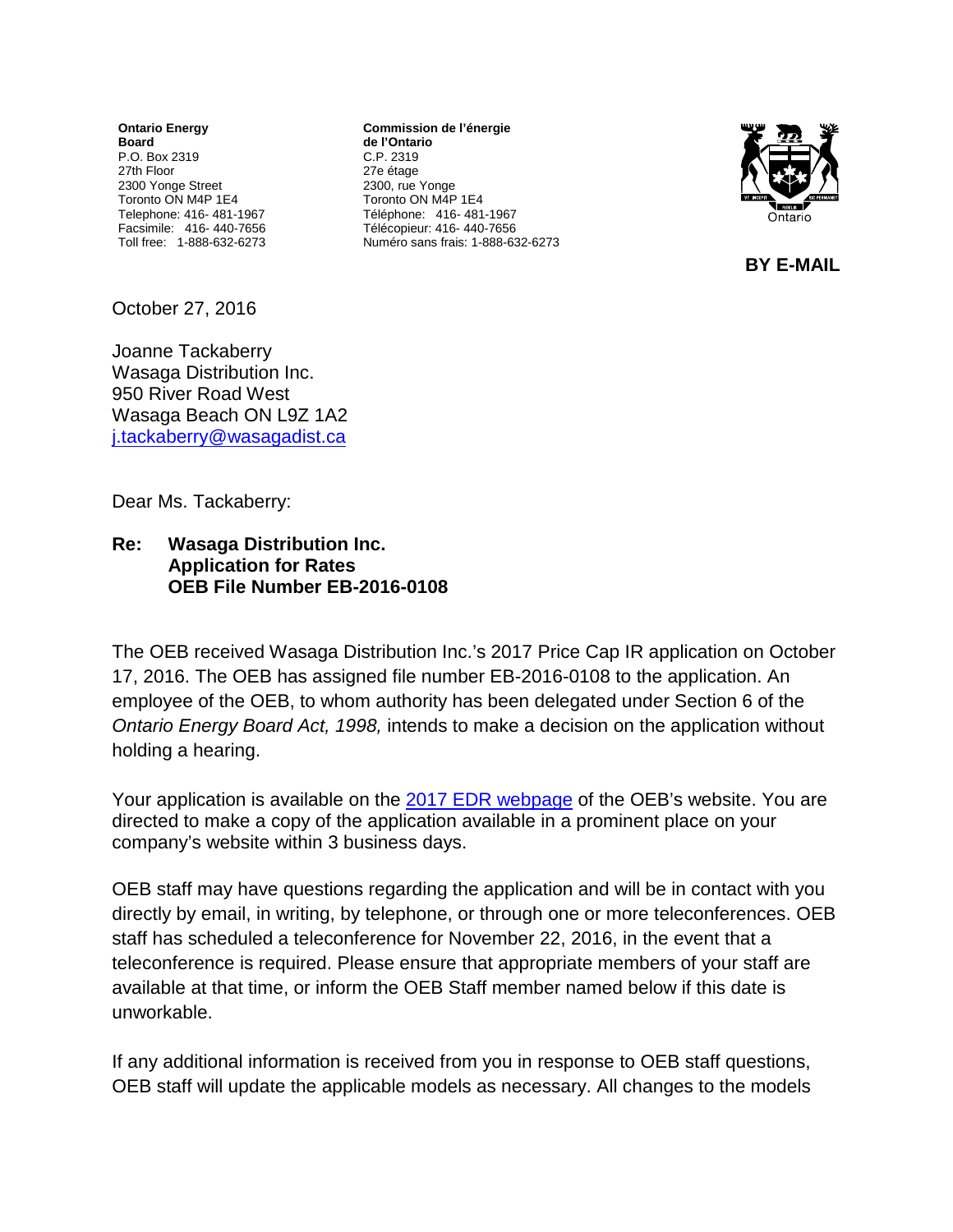**Ontario Energy Board**
P.O. Box 2319
27th Floor
2300 Yonge Street
Toronto ON M4P 1E4
Telephone: 416- 481-1967
Facsimile: 416- 440-7656
Toll free: 1-888-632-6273

**Commission de l'énergie de l'Ontario**
C.P. 2319
27e étage
2300, rue Yonge
Toronto ON M4P 1E4
Téléphone: 416- 481-1967
Télécopieur: 416- 440-7656
Numéro sans frais: 1-888-632-6273

**BY E-MAIL**

October 27, 2016

Joanne Tackaberry
Wasaga Distribution Inc.
950 River Road West
Wasaga Beach ON L9Z 1A2
j.tackaberry@wasagadist.ca

Dear Ms. Tackaberry:

**Re: Wasaga Distribution Inc.**
**Application for Rates**
**OEB File Number EB-2016-0108**

The OEB received Wasaga Distribution Inc.'s 2017 Price Cap IR application on October 17, 2016. The OEB has assigned file number EB-2016-0108 to the application. An employee of the OEB, to whom authority has been delegated under Section 6 of the *Ontario Energy Board Act, 1998,* intends to make a decision on the application without holding a hearing.

Your application is available on the 2017 EDR webpage of the OEB's website. You are directed to make a copy of the application available in a prominent place on your company's website within 3 business days.

OEB staff may have questions regarding the application and will be in contact with you directly by email, in writing, by telephone, or through one or more teleconferences. OEB staff has scheduled a teleconference for November 22, 2016, in the event that a teleconference is required. Please ensure that appropriate members of your staff are available at that time, or inform the OEB Staff member named below if this date is unworkable.

If any additional information is received from you in response to OEB staff questions, OEB staff will update the applicable models as necessary. All changes to the models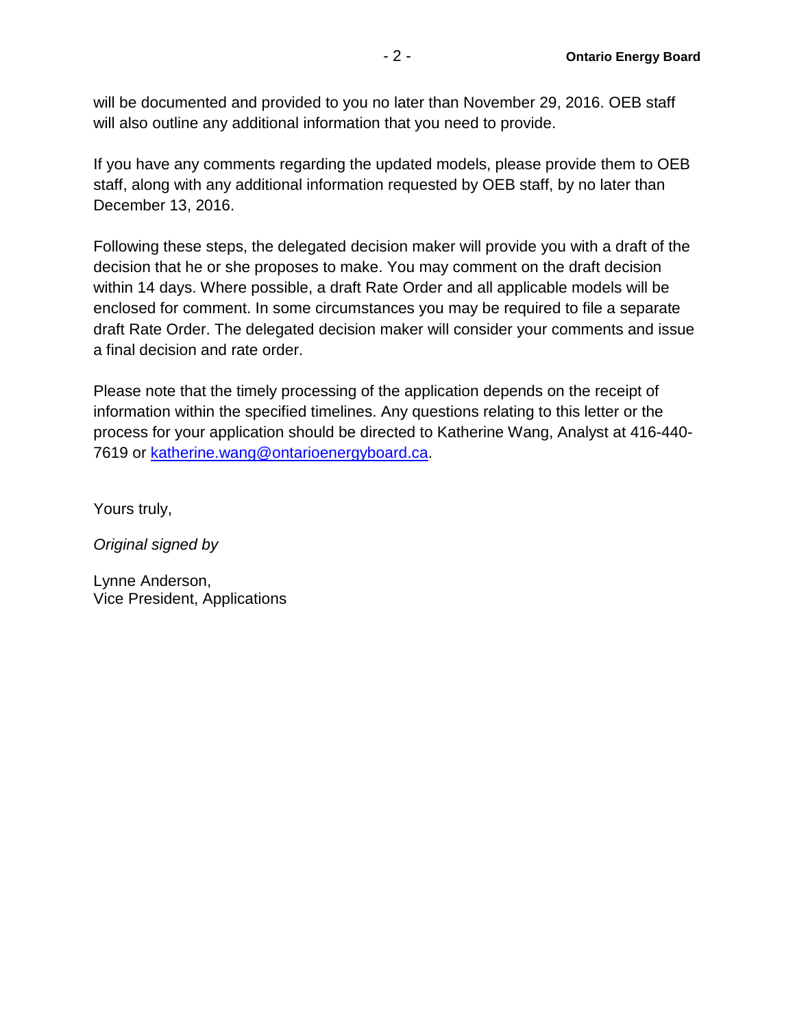will be documented and provided to you no later than November 29, 2016. OEB staff will also outline any additional information that you need to provide.

If you have any comments regarding the updated models, please provide them to OEB staff, along with any additional information requested by OEB staff, by no later than December 13, 2016.

Following these steps, the delegated decision maker will provide you with a draft of the decision that he or she proposes to make. You may comment on the draft decision within 14 days. Where possible, a draft Rate Order and all applicable models will be enclosed for comment. In some circumstances you may be required to file a separate draft Rate Order. The delegated decision maker will consider your comments and issue a final decision and rate order.

Please note that the timely processing of the application depends on the receipt of information within the specified timelines. Any questions relating to this letter or the process for your application should be directed to Katherine Wang, Analyst at 416-440-7619 or katherine.wang@ontarioenergyboard.ca.

Yours truly,

*Original signed by*

Lynne Anderson,
Vice President, Applications